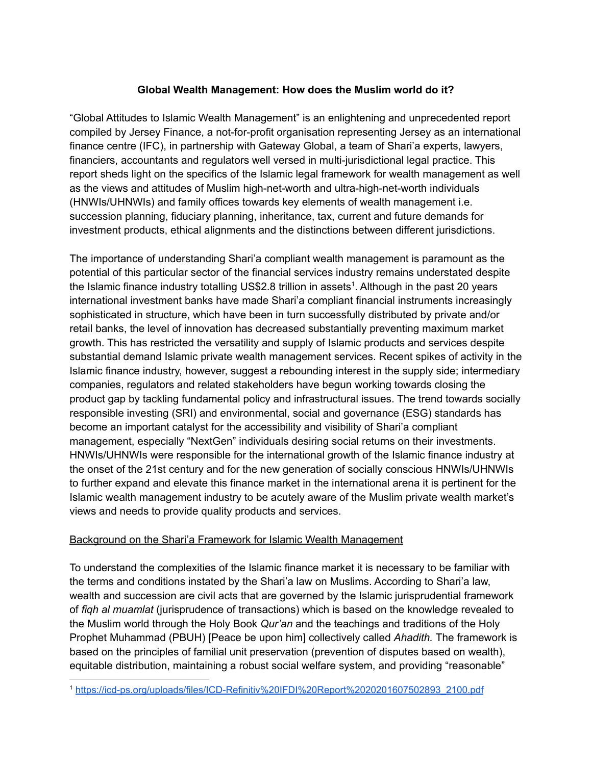**Global Wealth Management: How does the Muslim world do it?**

"Global Attitudes to Islamic Wealth Management" is an enlightening and unprecedented report compiled by Jersey Finance, a not-for-profit organisation representing Jersey as an international finance centre (IFC), in partnership with Gateway Global, a team of Shari'a experts, lawyers, financiers, accountants and regulators well versed in multi-jurisdictional legal practice. This report sheds light on the specifics of the Islamic legal framework for wealth management as well as the views and attitudes of Muslim high-net-worth and ultra-high-net-worth individuals (HNWIs/UHNWIs) and family offices towards key elements of wealth management i.e. succession planning, fiduciary planning, inheritance, tax, current and future demands for investment products, ethical alignments and the distinctions between different jurisdictions.

The importance of understanding Shari'a compliant wealth management is paramount as the potential of this particular sector of the financial services industry remains understated despite the Islamic finance industry totalling US$2.8 trillion in assets[1]. Although in the past 20 years international investment banks have made Shari'a compliant financial instruments increasingly sophisticated in structure, which have been in turn successfully distributed by private and/or retail banks, the level of innovation has decreased substantially preventing maximum market growth. This has restricted the versatility and supply of Islamic products and services despite substantial demand Islamic private wealth management services. Recent spikes of activity in the Islamic finance industry, however, suggest a rebounding interest in the supply side; intermediary companies, regulators and related stakeholders have begun working towards closing the product gap by tackling fundamental policy and infrastructural issues. The trend towards socially responsible investing (SRI) and environmental, social and governance (ESG) standards has become an important catalyst for the accessibility and visibility of Shari'a compliant management, especially "NextGen" individuals desiring social returns on their investments. HNWIs/UHNWIs were responsible for the international growth of the Islamic finance industry at the onset of the 21st century and for the new generation of socially conscious HNWIs/UHNWIs to further expand and elevate this finance market in the international arena it is pertinent for the Islamic wealth management industry to be acutely aware of the Muslim private wealth market's views and needs to provide quality products and services.

<u>Background on the Shari'a Framework for Islamic Wealth Management</u>

To understand the complexities of the Islamic finance market it is necessary to be familiar with the terms and conditions instated by the Shari'a law on Muslims. According to Shari'a law, wealth and succession are civil acts that are governed by the Islamic jurisprudential framework of *fiqh al muamlat* (jurisprudence of transactions) which is based on the knowledge revealed to the Muslim world through the Holy Book *Qur'an* and the teachings and traditions of the Holy Prophet Muhammad (PBUH) [Peace be upon him] collectively called *Ahadith.* The framework is based on the principles of familial unit preservation (prevention of disputes based on wealth), equitable distribution, maintaining a robust social welfare system, and providing "reasonable"

[1] https://icd-ps.org/uploads/files/ICD-Refinitiv%20IFDI%20Report%2020201607502893_2100.pdf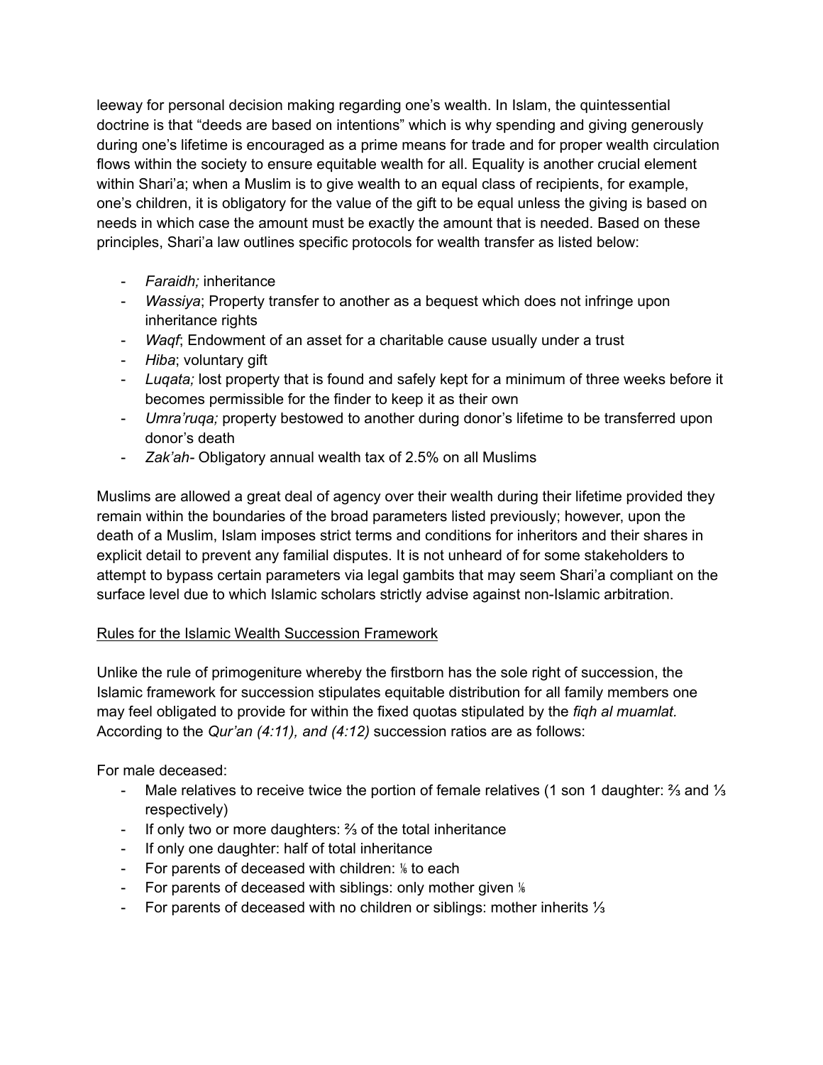leeway for personal decision making regarding one's wealth. In Islam, the quintessential doctrine is that "deeds are based on intentions" which is why spending and giving generously during one's lifetime is encouraged as a prime means for trade and for proper wealth circulation flows within the society to ensure equitable wealth for all. Equality is another crucial element within Shari'a; when a Muslim is to give wealth to an equal class of recipients, for example, one's children, it is obligatory for the value of the gift to be equal unless the giving is based on needs in which case the amount must be exactly the amount that is needed. Based on these principles, Shari'a law outlines specific protocols for wealth transfer as listed below:

- *Faraidh;* inheritance
- *Wassiya*; Property transfer to another as a bequest which does not infringe upon inheritance rights
- *Waqf*; Endowment of an asset for a charitable cause usually under a trust
- *Hiba*; voluntary gift
- *Luqata;* lost property that is found and safely kept for a minimum of three weeks before it becomes permissible for the finder to keep it as their own
- *Umra'ruqa;* property bestowed to another during donor's lifetime to be transferred upon donor's death
- *Zak'ah*- Obligatory annual wealth tax of 2.5% on all Muslims

Muslims are allowed a great deal of agency over their wealth during their lifetime provided they remain within the boundaries of the broad parameters listed previously; however, upon the death of a Muslim, Islam imposes strict terms and conditions for inheritors and their shares in explicit detail to prevent any familial disputes. It is not unheard of for some stakeholders to attempt to bypass certain parameters via legal gambits that may seem Shari'a compliant on the surface level due to which Islamic scholars strictly advise against non-Islamic arbitration.

<u>Rules for the Islamic Wealth Succession Framework</u>

Unlike the rule of primogeniture whereby the firstborn has the sole right of succession, the Islamic framework for succession stipulates equitable distribution for all family members one may feel obligated to provide for within the fixed quotas stipulated by the *fiqh al muamlat.* According to the *Qur'an (4:11), and (4:12)* succession ratios are as follows:

For male deceased:

- Male relatives to receive twice the portion of female relatives (1 son 1 daughter: ⅔ and ⅓ respectively)
- If only two or more daughters: ⅔ of the total inheritance
- If only one daughter: half of total inheritance
- For parents of deceased with children: ⅙ to each
- For parents of deceased with siblings: only mother given ⅙
- For parents of deceased with no children or siblings: mother inherits ⅓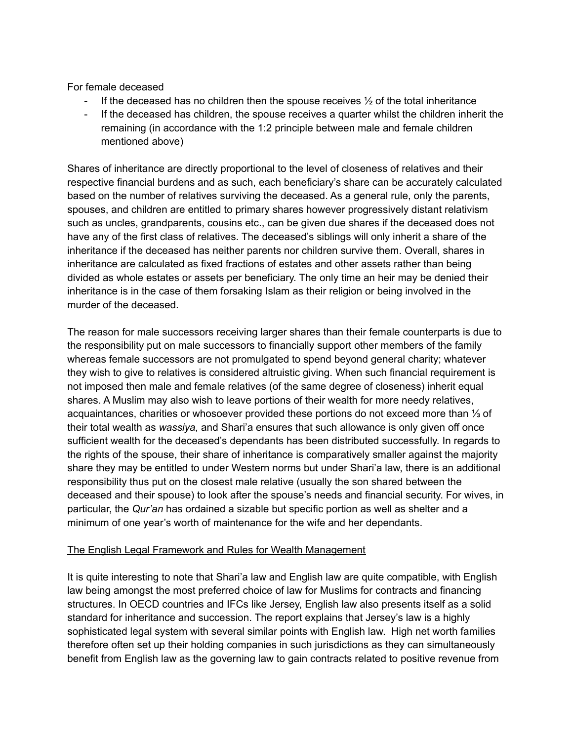For female deceased

- If the deceased has no children then the spouse receives ½ of the total inheritance
- If the deceased has children, the spouse receives a quarter whilst the children inherit the remaining (in accordance with the 1:2 principle between male and female children mentioned above)

Shares of inheritance are directly proportional to the level of closeness of relatives and their respective financial burdens and as such, each beneficiary's share can be accurately calculated based on the number of relatives surviving the deceased. As a general rule, only the parents, spouses, and children are entitled to primary shares however progressively distant relativism such as uncles, grandparents, cousins etc., can be given due shares if the deceased does not have any of the first class of relatives. The deceased's siblings will only inherit a share of the inheritance if the deceased has neither parents nor children survive them. Overall, shares in inheritance are calculated as fixed fractions of estates and other assets rather than being divided as whole estates or assets per beneficiary. The only time an heir may be denied their inheritance is in the case of them forsaking Islam as their religion or being involved in the murder of the deceased.

The reason for male successors receiving larger shares than their female counterparts is due to the responsibility put on male successors to financially support other members of the family whereas female successors are not promulgated to spend beyond general charity; whatever they wish to give to relatives is considered altruistic giving. When such financial requirement is not imposed then male and female relatives (of the same degree of closeness) inherit equal shares. A Muslim may also wish to leave portions of their wealth for more needy relatives, acquaintances, charities or whosoever provided these portions do not exceed more than ⅓ of their total wealth as *wassiya,* and Shari'a ensures that such allowance is only given off once sufficient wealth for the deceased's dependants has been distributed successfully. In regards to the rights of the spouse, their share of inheritance is comparatively smaller against the majority share they may be entitled to under Western norms but under Shari'a law, there is an additional responsibility thus put on the closest male relative (usually the son shared between the deceased and their spouse) to look after the spouse's needs and financial security. For wives, in particular, the *Qur'an* has ordained a sizable but specific portion as well as shelter and a minimum of one year's worth of maintenance for the wife and her dependants.

<u>The English Legal Framework and Rules for Wealth Management</u>

It is quite interesting to note that Shari'a law and English law are quite compatible, with English law being amongst the most preferred choice of law for Muslims for contracts and financing structures. In OECD countries and IFCs like Jersey, English law also presents itself as a solid standard for inheritance and succession. The report explains that Jersey's law is a highly sophisticated legal system with several similar points with English law. High net worth families therefore often set up their holding companies in such jurisdictions as they can simultaneously benefit from English law as the governing law to gain contracts related to positive revenue from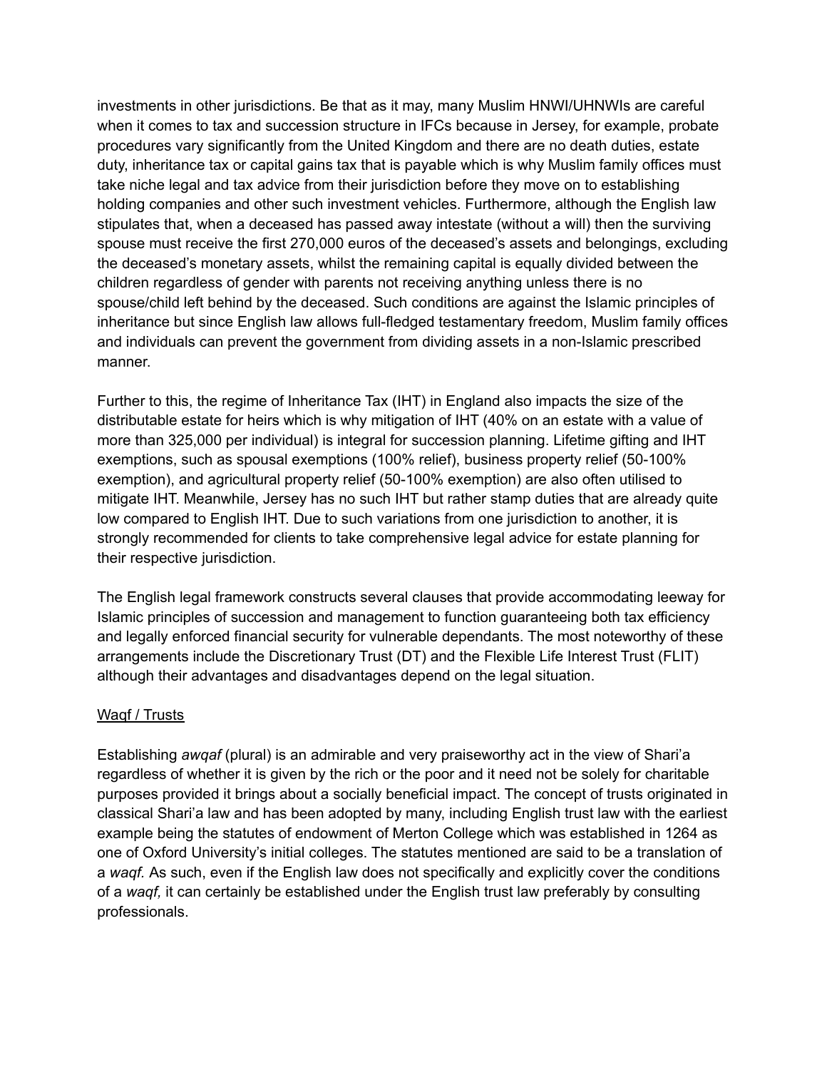investments in other jurisdictions. Be that as it may, many Muslim HNWI/UHNWIs are careful when it comes to tax and succession structure in IFCs because in Jersey, for example, probate procedures vary significantly from the United Kingdom and there are no death duties, estate duty, inheritance tax or capital gains tax that is payable which is why Muslim family offices must take niche legal and tax advice from their jurisdiction before they move on to establishing holding companies and other such investment vehicles. Furthermore, although the English law stipulates that, when a deceased has passed away intestate (without a will) then the surviving spouse must receive the first 270,000 euros of the deceased's assets and belongings, excluding the deceased's monetary assets, whilst the remaining capital is equally divided between the children regardless of gender with parents not receiving anything unless there is no spouse/child left behind by the deceased. Such conditions are against the Islamic principles of inheritance but since English law allows full-fledged testamentary freedom, Muslim family offices and individuals can prevent the government from dividing assets in a non-Islamic prescribed manner.

Further to this, the regime of Inheritance Tax (IHT) in England also impacts the size of the distributable estate for heirs which is why mitigation of IHT (40% on an estate with a value of more than 325,000 per individual) is integral for succession planning. Lifetime gifting and IHT exemptions, such as spousal exemptions (100% relief), business property relief (50-100% exemption), and agricultural property relief (50-100% exemption) are also often utilised to mitigate IHT. Meanwhile, Jersey has no such IHT but rather stamp duties that are already quite low compared to English IHT. Due to such variations from one jurisdiction to another, it is strongly recommended for clients to take comprehensive legal advice for estate planning for their respective jurisdiction.

The English legal framework constructs several clauses that provide accommodating leeway for Islamic principles of succession and management to function guaranteeing both tax efficiency and legally enforced financial security for vulnerable dependants. The most noteworthy of these arrangements include the Discretionary Trust (DT) and the Flexible Life Interest Trust (FLIT) although their advantages and disadvantages depend on the legal situation.

<u>Waqf / Trusts</u>

Establishing *awqaf* (plural) is an admirable and very praiseworthy act in the view of Shari'a regardless of whether it is given by the rich or the poor and it need not be solely for charitable purposes provided it brings about a socially beneficial impact. The concept of trusts originated in classical Shari'a law and has been adopted by many, including English trust law with the earliest example being the statutes of endowment of Merton College which was established in 1264 as one of Oxford University's initial colleges. The statutes mentioned are said to be a translation of a *waqf.* As such, even if the English law does not specifically and explicitly cover the conditions of a *waqf,* it can certainly be established under the English trust law preferably by consulting professionals.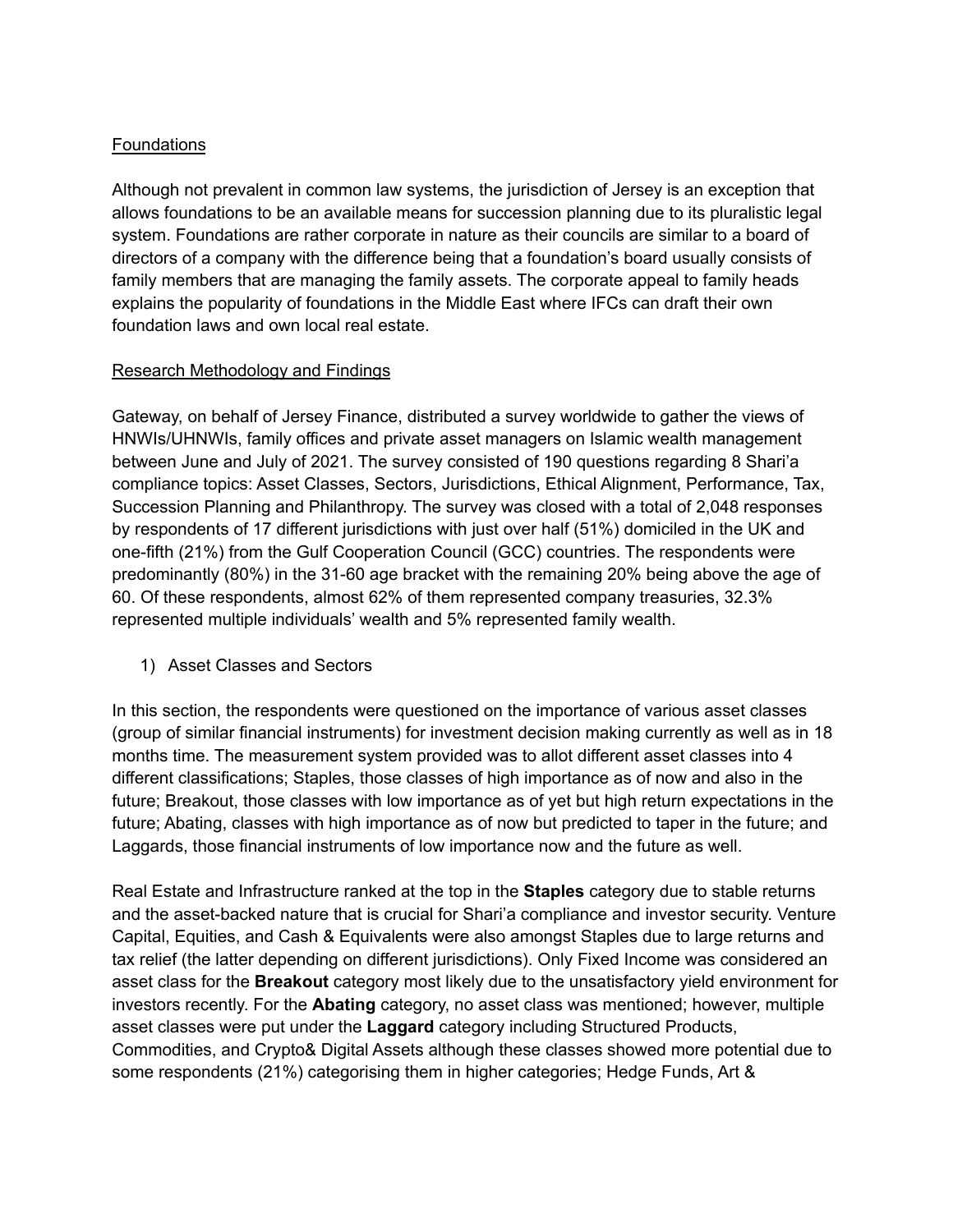Foundations

Although not prevalent in common law systems, the jurisdiction of Jersey is an exception that allows foundations to be an available means for succession planning due to its pluralistic legal system. Foundations are rather corporate in nature as their councils are similar to a board of directors of a company with the difference being that a foundation's board usually consists of family members that are managing the family assets. The corporate appeal to family heads explains the popularity of foundations in the Middle East where IFCs can draft their own foundation laws and own local real estate.

Research Methodology and Findings

Gateway, on behalf of Jersey Finance, distributed a survey worldwide to gather the views of HNWIs/UHNWIs, family offices and private asset managers on Islamic wealth management between June and July of 2021. The survey consisted of 190 questions regarding 8 Shari'a compliance topics: Asset Classes, Sectors, Jurisdictions, Ethical Alignment, Performance, Tax, Succession Planning and Philanthropy. The survey was closed with a total of 2,048 responses by respondents of 17 different jurisdictions with just over half (51%) domiciled in the UK and one-fifth (21%) from the Gulf Cooperation Council (GCC) countries. The respondents were predominantly (80%) in the 31-60 age bracket with the remaining 20% being above the age of 60. Of these respondents, almost 62% of them represented company treasuries, 32.3% represented multiple individuals' wealth and 5% represented family wealth.

1) Asset Classes and Sectors

In this section, the respondents were questioned on the importance of various asset classes (group of similar financial instruments) for investment decision making currently as well as in 18 months time. The measurement system provided was to allot different asset classes into 4 different classifications; Staples, those classes of high importance as of now and also in the future; Breakout, those classes with low importance as of yet but high return expectations in the future; Abating, classes with high importance as of now but predicted to taper in the future; and Laggards, those financial instruments of low importance now and the future as well.

Real Estate and Infrastructure ranked at the top in the **Staples** category due to stable returns and the asset-backed nature that is crucial for Shari'a compliance and investor security. Venture Capital, Equities, and Cash & Equivalents were also amongst Staples due to large returns and tax relief (the latter depending on different jurisdictions). Only Fixed Income was considered an asset class for the **Breakout** category most likely due to the unsatisfactory yield environment for investors recently. For the **Abating** category, no asset class was mentioned; however, multiple asset classes were put under the **Laggard** category including Structured Products, Commodities, and Crypto& Digital Assets although these classes showed more potential due to some respondents (21%) categorising them in higher categories; Hedge Funds, Art &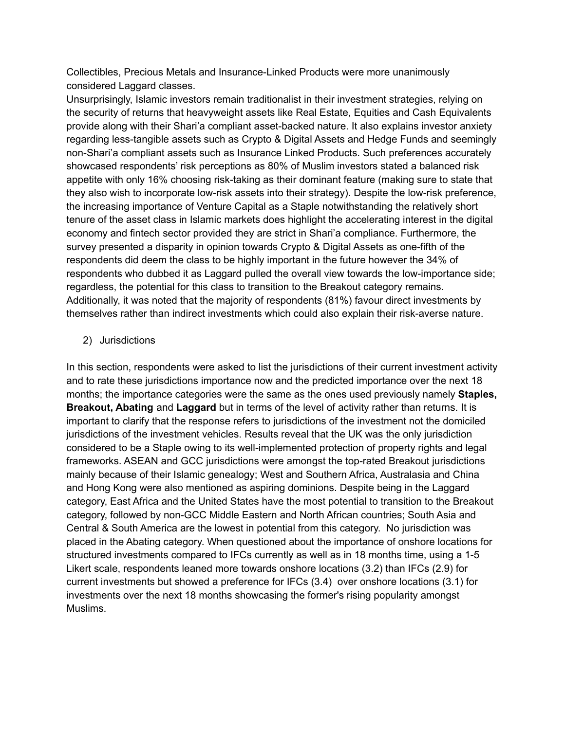Collectibles, Precious Metals and Insurance-Linked Products were more unanimously considered Laggard classes.

Unsurprisingly, Islamic investors remain traditionalist in their investment strategies, relying on the security of returns that heavyweight assets like Real Estate, Equities and Cash Equivalents provide along with their Shari'a compliant asset-backed nature. It also explains investor anxiety regarding less-tangible assets such as Crypto & Digital Assets and Hedge Funds and seemingly non-Shari'a compliant assets such as Insurance Linked Products. Such preferences accurately showcased respondents' risk perceptions as 80% of Muslim investors stated a balanced risk appetite with only 16% choosing risk-taking as their dominant feature (making sure to state that they also wish to incorporate low-risk assets into their strategy). Despite the low-risk preference, the increasing importance of Venture Capital as a Staple notwithstanding the relatively short tenure of the asset class in Islamic markets does highlight the accelerating interest in the digital economy and fintech sector provided they are strict in Shari'a compliance. Furthermore, the survey presented a disparity in opinion towards Crypto & Digital Assets as one-fifth of the respondents did deem the class to be highly important in the future however the 34% of respondents who dubbed it as Laggard pulled the overall view towards the low-importance side; regardless, the potential for this class to transition to the Breakout category remains. Additionally, it was noted that the majority of respondents (81%) favour direct investments by themselves rather than indirect investments which could also explain their risk-averse nature.

2) Jurisdictions

In this section, respondents were asked to list the jurisdictions of their current investment activity and to rate these jurisdictions importance now and the predicted importance over the next 18 months; the importance categories were the same as the ones used previously namely **Staples, Breakout, Abating** and **Laggard** but in terms of the level of activity rather than returns. It is important to clarify that the response refers to jurisdictions of the investment not the domiciled jurisdictions of the investment vehicles. Results reveal that the UK was the only jurisdiction considered to be a Staple owing to its well-implemented protection of property rights and legal frameworks. ASEAN and GCC jurisdictions were amongst the top-rated Breakout jurisdictions mainly because of their Islamic genealogy; West and Southern Africa, Australasia and China and Hong Kong were also mentioned as aspiring dominions. Despite being in the Laggard category, East Africa and the United States have the most potential to transition to the Breakout category, followed by non-GCC Middle Eastern and North African countries; South Asia and Central & South America are the lowest in potential from this category. No jurisdiction was placed in the Abating category. When questioned about the importance of onshore locations for structured investments compared to IFCs currently as well as in 18 months time, using a 1-5 Likert scale, respondents leaned more towards onshore locations (3.2) than IFCs (2.9) for current investments but showed a preference for IFCs (3.4) over onshore locations (3.1) for investments over the next 18 months showcasing the former's rising popularity amongst Muslims.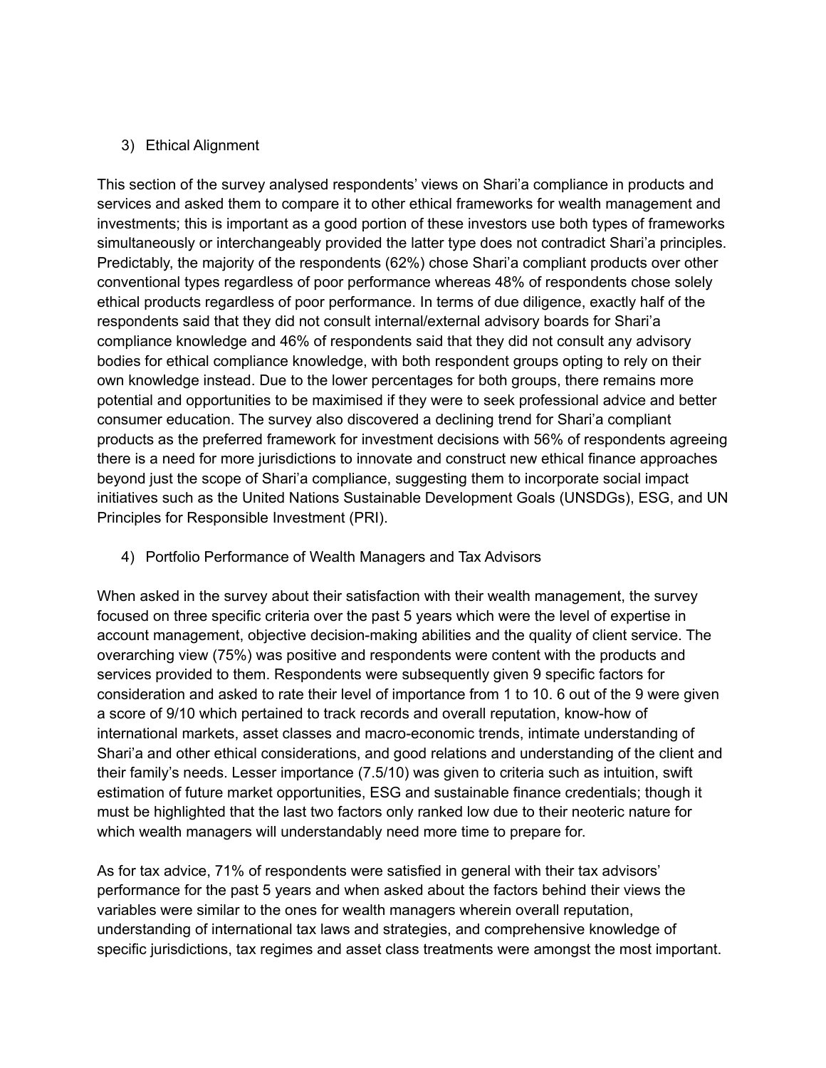3) Ethical Alignment

This section of the survey analysed respondents' views on Shari'a compliance in products and services and asked them to compare it to other ethical frameworks for wealth management and investments; this is important as a good portion of these investors use both types of frameworks simultaneously or interchangeably provided the latter type does not contradict Shari'a principles. Predictably, the majority of the respondents (62%) chose Shari'a compliant products over other conventional types regardless of poor performance whereas 48% of respondents chose solely ethical products regardless of poor performance. In terms of due diligence, exactly half of the respondents said that they did not consult internal/external advisory boards for Shari'a compliance knowledge and 46% of respondents said that they did not consult any advisory bodies for ethical compliance knowledge, with both respondent groups opting to rely on their own knowledge instead. Due to the lower percentages for both groups, there remains more potential and opportunities to be maximised if they were to seek professional advice and better consumer education. The survey also discovered a declining trend for Shari'a compliant products as the preferred framework for investment decisions with 56% of respondents agreeing there is a need for more jurisdictions to innovate and construct new ethical finance approaches beyond just the scope of Shari'a compliance, suggesting them to incorporate social impact initiatives such as the United Nations Sustainable Development Goals (UNSDGs), ESG, and UN Principles for Responsible Investment (PRI).

4) Portfolio Performance of Wealth Managers and Tax Advisors

When asked in the survey about their satisfaction with their wealth management, the survey focused on three specific criteria over the past 5 years which were the level of expertise in account management, objective decision-making abilities and the quality of client service. The overarching view (75%) was positive and respondents were content with the products and services provided to them. Respondents were subsequently given 9 specific factors for consideration and asked to rate their level of importance from 1 to 10. 6 out of the 9 were given a score of 9/10 which pertained to track records and overall reputation, know-how of international markets, asset classes and macro-economic trends, intimate understanding of Shari'a and other ethical considerations, and good relations and understanding of the client and their family's needs. Lesser importance (7.5/10) was given to criteria such as intuition, swift estimation of future market opportunities, ESG and sustainable finance credentials; though it must be highlighted that the last two factors only ranked low due to their neoteric nature for which wealth managers will understandably need more time to prepare for.

As for tax advice, 71% of respondents were satisfied in general with their tax advisors' performance for the past 5 years and when asked about the factors behind their views the variables were similar to the ones for wealth managers wherein overall reputation, understanding of international tax laws and strategies, and comprehensive knowledge of specific jurisdictions, tax regimes and asset class treatments were amongst the most important.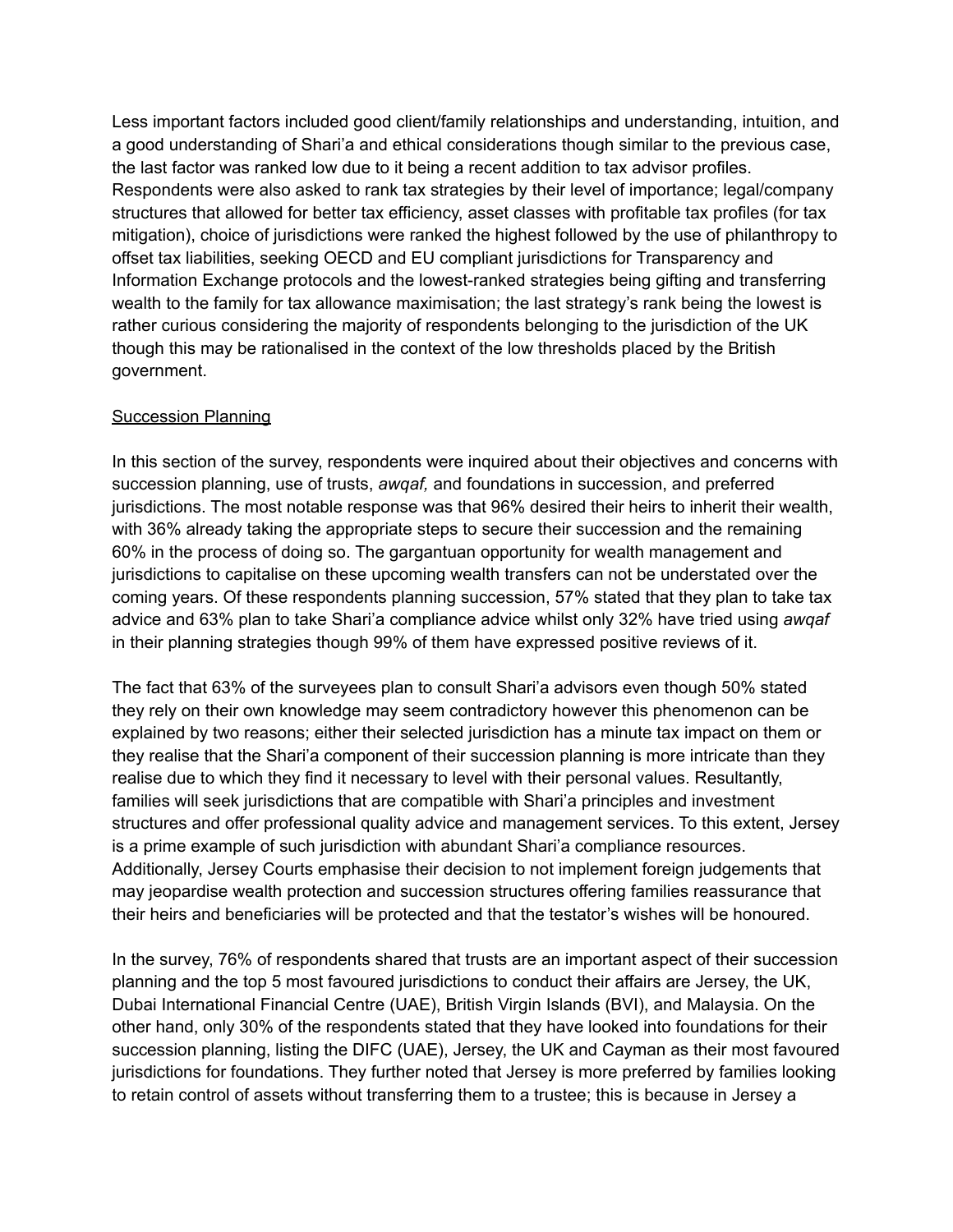Less important factors included good client/family relationships and understanding, intuition, and a good understanding of Shari'a and ethical considerations though similar to the previous case, the last factor was ranked low due to it being a recent addition to tax advisor profiles. Respondents were also asked to rank tax strategies by their level of importance; legal/company structures that allowed for better tax efficiency, asset classes with profitable tax profiles (for tax mitigation), choice of jurisdictions were ranked the highest followed by the use of philanthropy to offset tax liabilities, seeking OECD and EU compliant jurisdictions for Transparency and Information Exchange protocols and the lowest-ranked strategies being gifting and transferring wealth to the family for tax allowance maximisation; the last strategy's rank being the lowest is rather curious considering the majority of respondents belonging to the jurisdiction of the UK though this may be rationalised in the context of the low thresholds placed by the British government.

<u>Succession Planning</u>

In this section of the survey, respondents were inquired about their objectives and concerns with succession planning, use of trusts, *awqaf,* and foundations in succession, and preferred jurisdictions. The most notable response was that 96% desired their heirs to inherit their wealth, with 36% already taking the appropriate steps to secure their succession and the remaining 60% in the process of doing so. The gargantuan opportunity for wealth management and jurisdictions to capitalise on these upcoming wealth transfers can not be understated over the coming years. Of these respondents planning succession, 57% stated that they plan to take tax advice and 63% plan to take Shari'a compliance advice whilst only 32% have tried using *awqaf* in their planning strategies though 99% of them have expressed positive reviews of it.

The fact that 63% of the surveyees plan to consult Shari'a advisors even though 50% stated they rely on their own knowledge may seem contradictory however this phenomenon can be explained by two reasons; either their selected jurisdiction has a minute tax impact on them or they realise that the Shari'a component of their succession planning is more intricate than they realise due to which they find it necessary to level with their personal values. Resultantly, families will seek jurisdictions that are compatible with Shari'a principles and investment structures and offer professional quality advice and management services. To this extent, Jersey is a prime example of such jurisdiction with abundant Shari'a compliance resources. Additionally, Jersey Courts emphasise their decision to not implement foreign judgements that may jeopardise wealth protection and succession structures offering families reassurance that their heirs and beneficiaries will be protected and that the testator's wishes will be honoured.

In the survey, 76% of respondents shared that trusts are an important aspect of their succession planning and the top 5 most favoured jurisdictions to conduct their affairs are Jersey, the UK, Dubai International Financial Centre (UAE), British Virgin Islands (BVI), and Malaysia. On the other hand, only 30% of the respondents stated that they have looked into foundations for their succession planning, listing the DIFC (UAE), Jersey, the UK and Cayman as their most favoured jurisdictions for foundations. They further noted that Jersey is more preferred by families looking to retain control of assets without transferring them to a trustee; this is because in Jersey a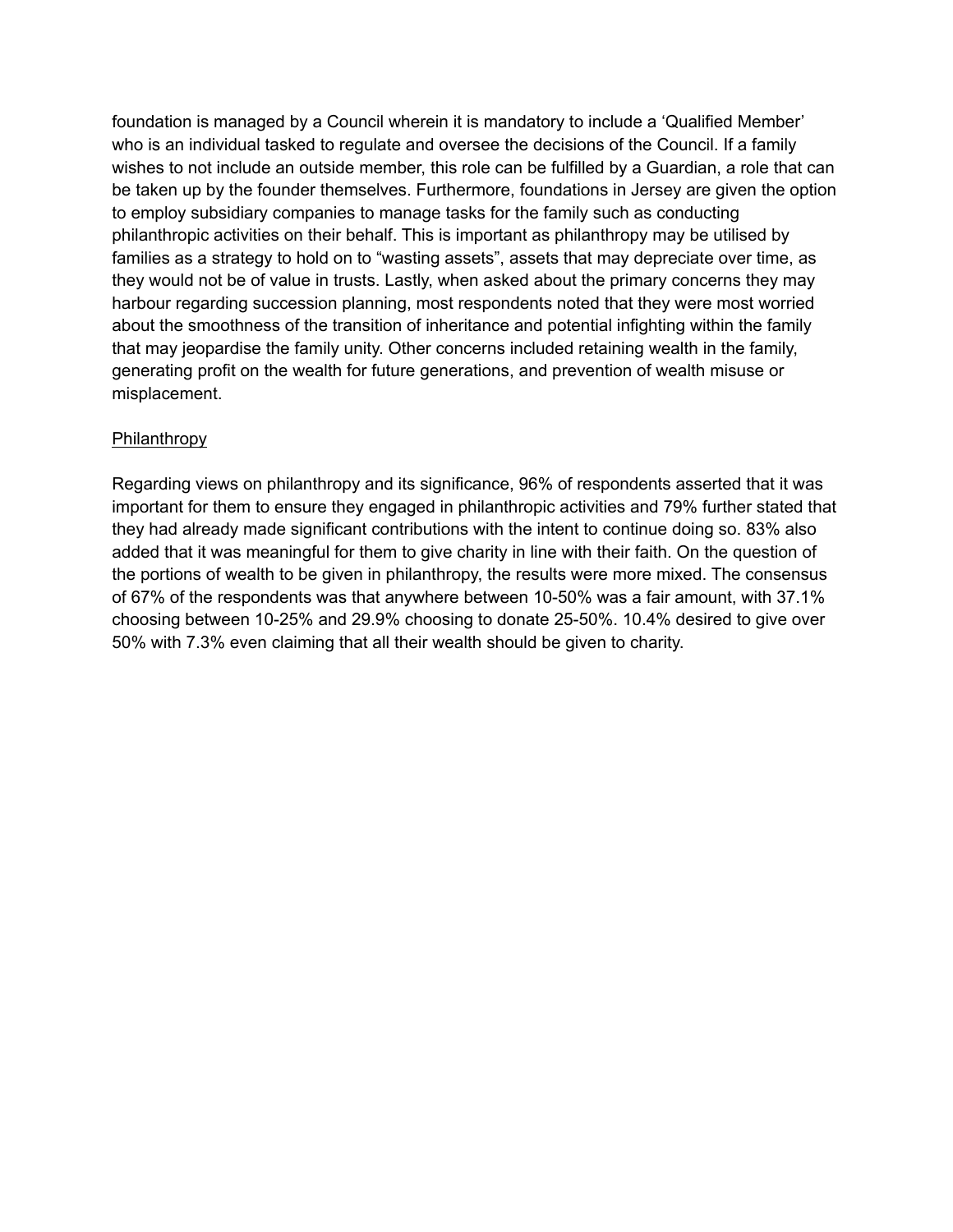foundation is managed by a Council wherein it is mandatory to include a 'Qualified Member' who is an individual tasked to regulate and oversee the decisions of the Council. If a family wishes to not include an outside member, this role can be fulfilled by a Guardian, a role that can be taken up by the founder themselves. Furthermore, foundations in Jersey are given the option to employ subsidiary companies to manage tasks for the family such as conducting philanthropic activities on their behalf. This is important as philanthropy may be utilised by families as a strategy to hold on to "wasting assets", assets that may depreciate over time, as they would not be of value in trusts. Lastly, when asked about the primary concerns they may harbour regarding succession planning, most respondents noted that they were most worried about the smoothness of the transition of inheritance and potential infighting within the family that may jeopardise the family unity. Other concerns included retaining wealth in the family, generating profit on the wealth for future generations, and prevention of wealth misuse or misplacement.

<u>Philanthropy</u>

Regarding views on philanthropy and its significance, 96% of respondents asserted that it was important for them to ensure they engaged in philanthropic activities and 79% further stated that they had already made significant contributions with the intent to continue doing so. 83% also added that it was meaningful for them to give charity in line with their faith. On the question of the portions of wealth to be given in philanthropy, the results were more mixed. The consensus of 67% of the respondents was that anywhere between 10-50% was a fair amount, with 37.1% choosing between 10-25% and 29.9% choosing to donate 25-50%. 10.4% desired to give over 50% with 7.3% even claiming that all their wealth should be given to charity.